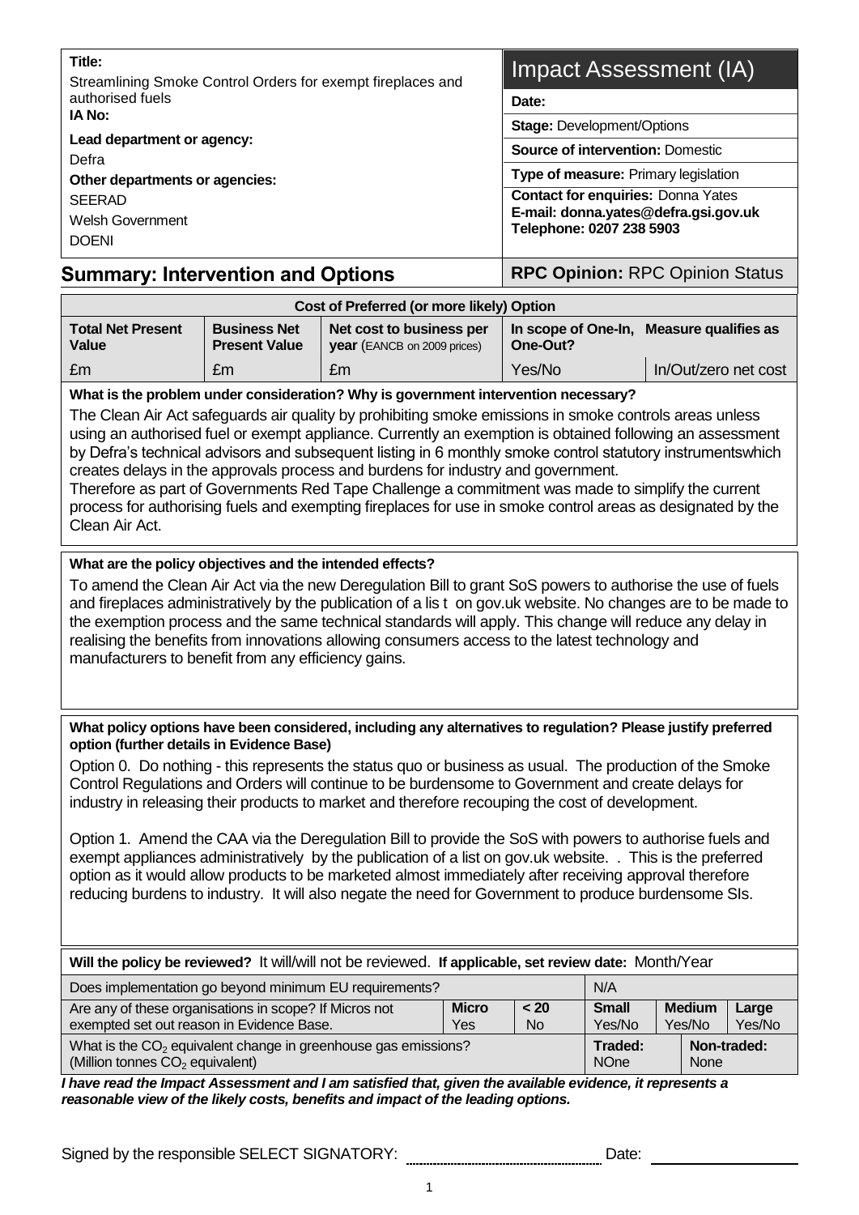| **Title:** Streamlining Smoke Control Orders for exempt fireplaces and authorised fuels | **Impact Assessment (IA)** |
|---|---|
| **IA No:** | **Date:** |
| **Lead department or agency:** Defra | **Stage:** Development/Options |
| **Other departments or agencies:** SEERAD, Welsh Government, DOENI | **Source of intervention:** Domestic |
| | **Type of measure:** Primary legislation |
| | **Contact for enquiries:** Donna Yates **E-mail: donna.yates@defra.gsi.gov.uk** **Telephone: 0207 238 5903** |

## Summary: Intervention and Options

**RPC Opinion:** RPC Opinion Status

| Cost of Preferred (or more likely) Option | | | | |
|---|---|---|---|---|
| **Total Net Present Value** | **Business Net Present Value** | **Net cost to business per year** (EANCB on 2009 prices) | **In scope of One-In, One-Out?** | **Measure qualifies as** |
| £m | £m | £m | Yes/No | In/Out/zero net cost |

**What is the problem under consideration? Why is government intervention necessary?**

The Clean Air Act safeguards air quality by prohibiting smoke emissions in smoke controls areas unless using an authorised fuel or exempt appliance. Currently an exemption is obtained following an assessment by Defra's technical advisors and subsequent listing in 6 monthly smoke control statutory instrumentswhich creates delays in the approvals process and burdens for industry and government.
Therefore as part of Governments Red Tape Challenge a commitment was made to simplify the current process for authorising fuels and exempting fireplaces for use in smoke control areas as designated by the Clean Air Act.

**What are the policy objectives and the intended effects?**

To amend the Clean Air Act via the new Deregulation Bill to grant SoS powers to authorise the use of fuels and fireplaces administratively by the publication of a lis t on gov.uk website. No changes are to be made to the exemption process and the same technical standards will apply. This change will reduce any delay in realising the benefits from innovations allowing consumers access to the latest technology and manufacturers to benefit from any efficiency gains.

**What policy options have been considered, including any alternatives to regulation? Please justify preferred option (further details in Evidence Base)**

Option 0. Do nothing - this represents the status quo or business as usual. The production of the Smoke Control Regulations and Orders will continue to be burdensome to Government and create delays for industry in releasing their products to market and therefore recouping the cost of development.

Option 1. Amend the CAA via the Deregulation Bill to provide the SoS with powers to authorise fuels and exempt appliances administratively by the publication of a list on gov.uk website. . This is the preferred option as it would allow products to be marketed almost immediately after receiving approval therefore reducing burdens to industry. It will also negate the need for Government to produce burdensome SIs.

**Will the policy be reviewed?** It will/will not be reviewed. **If applicable, set review date:** Month/Year

| Does implementation go beyond minimum EU requirements? | | | N/A | | |
|---|---|---|---|---|---|
| Are any of these organisations in scope? If Micros not exempted set out reason in Evidence Base. | **Micro** Yes | **< 20** No | **Small** Yes/No | **Medium** Yes/No | **Large** Yes/No |
| What is the $CO_2$ equivalent change in greenhouse gas emissions? (Million tonnes $CO_2$ equivalent) | | | **Traded:** NOne | **Non-traded:** None | |

***I have read the Impact Assessment and I am satisfied that, given the available evidence, it represents a reasonable view of the likely costs, benefits and impact of the leading options.***

Signed by the responsible SELECT SIGNATORY: .................................................. Date: ____________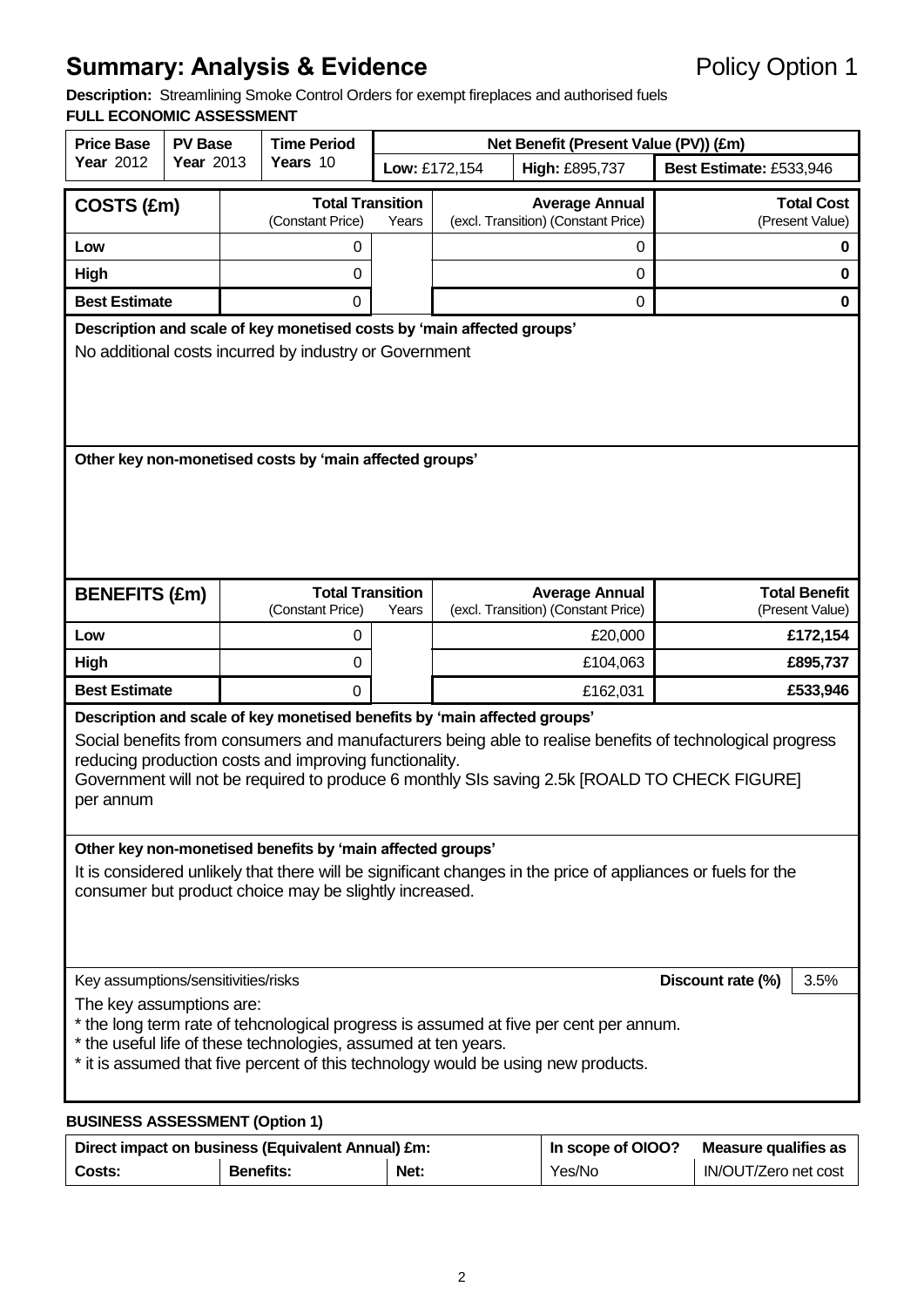# Summary: Analysis & Evidence

Policy Option 1

**Description:** Streamlining Smoke Control Orders for exempt fireplaces and authorised fuels

**FULL ECONOMIC ASSESSMENT**

| Price Base Year 2012 | PV Base Year 2013 | Time Period Years 10 | Net Benefit (Present Value (PV)) (£m) | | |
|---|---|---|---|---|---|
| | | | Low: £172,154 | High: £895,737 | Best Estimate: £533,946 |

| COSTS (£m) | Total Transition (Constant Price) | Years | Average Annual (excl. Transition) (Constant Price) | Total Cost (Present Value) |
|---|---|---|---|---|
| Low | 0 | | 0 | **0** |
| High | 0 | | 0 | **0** |
| Best Estimate | 0 | | 0 | **0** |

**Description and scale of key monetised costs by 'main affected groups'**

No additional costs incurred by industry or Government

**Other key non-monetised costs by 'main affected groups'**

| BENEFITS (£m) | Total Transition (Constant Price) | Years | Average Annual (excl. Transition) (Constant Price) | Total Benefit (Present Value) |
|---|---|---|---|---|
| Low | 0 | | £20,000 | **£172,154** |
| High | 0 | | £104,063 | **£895,737** |
| Best Estimate | 0 | | £162,031 | **£533,946** |

**Description and scale of key monetised benefits by 'main affected groups'**

Social benefits from consumers and manufacturers being able to realise benefits of technological progress reducing production costs and improving functionality.
Government will not be required to produce 6 monthly SIs saving 2.5k [ROALD TO CHECK FIGURE] per annum

**Other key non-monetised benefits by 'main affected groups'**

It is considered unlikely that there will be significant changes in the price of appliances or fuels for the consumer but product choice may be slightly increased.

Key assumptions/sensitivities/risks

**Discount rate (%)** 3.5%

The key assumptions are:

* the long term rate of tehcnological progress is assumed at five per cent per annum.
* the useful life of these technologies, assumed at ten years.
* it is assumed that five percent of this technology would be using new products.

**BUSINESS ASSESSMENT (Option 1)**

| Direct impact on business (Equivalent Annual) £m: | | | In scope of OIOO? | Measure qualifies as |
|---|---|---|---|---|
| Costs: | Benefits: | Net: | Yes/No | IN/OUT/Zero net cost |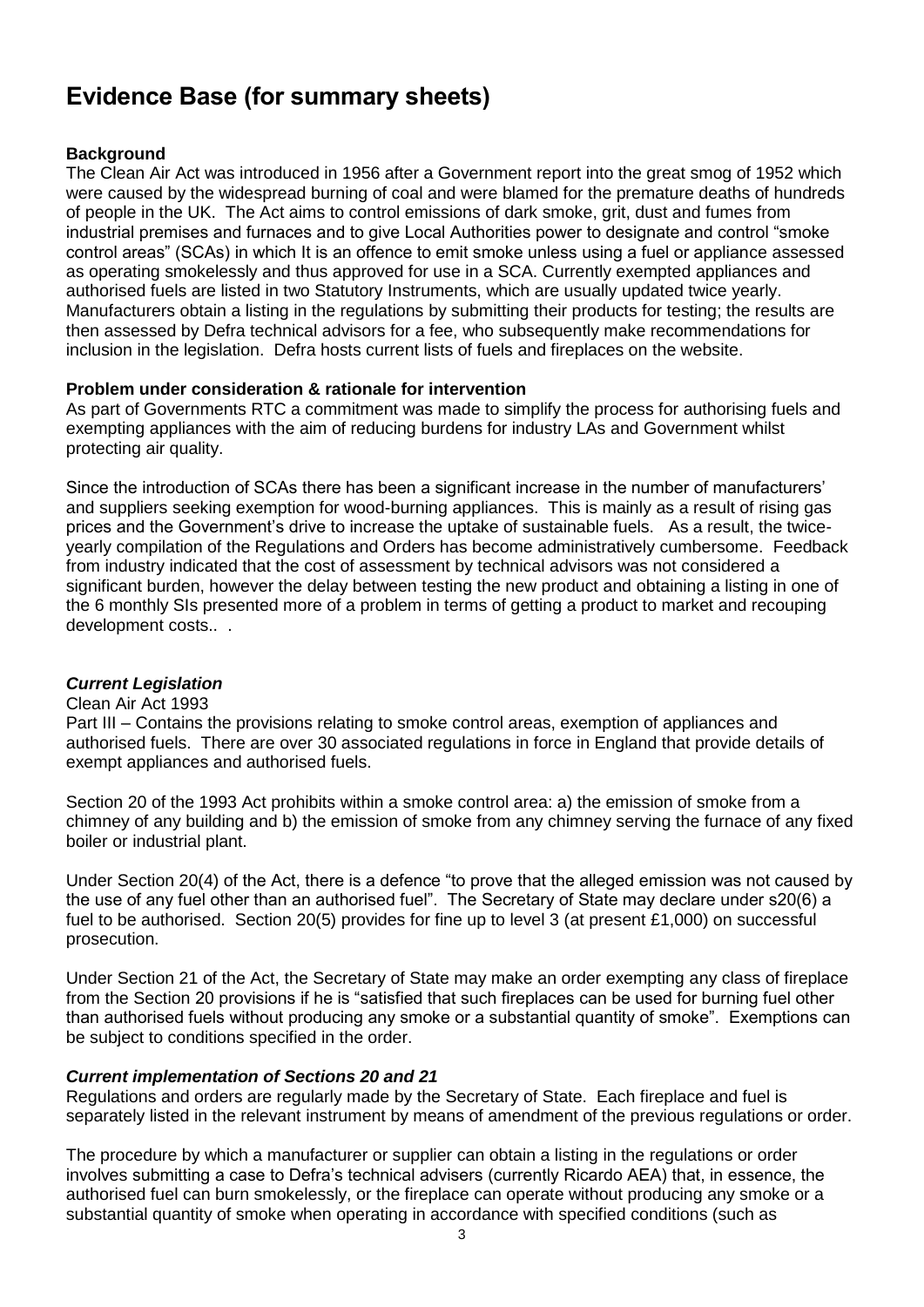# Evidence Base (for summary sheets)

**Background**

The Clean Air Act was introduced in 1956 after a Government report into the great smog of 1952 which were caused by the widespread burning of coal and were blamed for the premature deaths of hundreds of people in the UK. The Act aims to control emissions of dark smoke, grit, dust and fumes from industrial premises and furnaces and to give Local Authorities power to designate and control "smoke control areas" (SCAs) in which It is an offence to emit smoke unless using a fuel or appliance assessed as operating smokelessly and thus approved for use in a SCA. Currently exempted appliances and authorised fuels are listed in two Statutory Instruments, which are usually updated twice yearly. Manufacturers obtain a listing in the regulations by submitting their products for testing; the results are then assessed by Defra technical advisors for a fee, who subsequently make recommendations for inclusion in the legislation. Defra hosts current lists of fuels and fireplaces on the website.

**Problem under consideration & rationale for intervention**

As part of Governments RTC a commitment was made to simplify the process for authorising fuels and exempting appliances with the aim of reducing burdens for industry LAs and Government whilst protecting air quality.

Since the introduction of SCAs there has been a significant increase in the number of manufacturers' and suppliers seeking exemption for wood-burning appliances. This is mainly as a result of rising gas prices and the Government's drive to increase the uptake of sustainable fuels. As a result, the twice-yearly compilation of the Regulations and Orders has become administratively cumbersome. Feedback from industry indicated that the cost of assessment by technical advisors was not considered a significant burden, however the delay between testing the new product and obtaining a listing in one of the 6 monthly SIs presented more of a problem in terms of getting a product to market and recouping development costs.. .

***Current Legislation***

Clean Air Act 1993

Part III – Contains the provisions relating to smoke control areas, exemption of appliances and authorised fuels. There are over 30 associated regulations in force in England that provide details of exempt appliances and authorised fuels.

Section 20 of the 1993 Act prohibits within a smoke control area: a) the emission of smoke from a chimney of any building and b) the emission of smoke from any chimney serving the furnace of any fixed boiler or industrial plant.

Under Section 20(4) of the Act, there is a defence "to prove that the alleged emission was not caused by the use of any fuel other than an authorised fuel". The Secretary of State may declare under s20(6) a fuel to be authorised. Section 20(5) provides for fine up to level 3 (at present £1,000) on successful prosecution.

Under Section 21 of the Act, the Secretary of State may make an order exempting any class of fireplace from the Section 20 provisions if he is "satisfied that such fireplaces can be used for burning fuel other than authorised fuels without producing any smoke or a substantial quantity of smoke". Exemptions can be subject to conditions specified in the order.

***Current implementation of Sections 20 and 21***

Regulations and orders are regularly made by the Secretary of State. Each fireplace and fuel is separately listed in the relevant instrument by means of amendment of the previous regulations or order.

The procedure by which a manufacturer or supplier can obtain a listing in the regulations or order involves submitting a case to Defra's technical advisers (currently Ricardo AEA) that, in essence, the authorised fuel can burn smokelessly, or the fireplace can operate without producing any smoke or a substantial quantity of smoke when operating in accordance with specified conditions (such as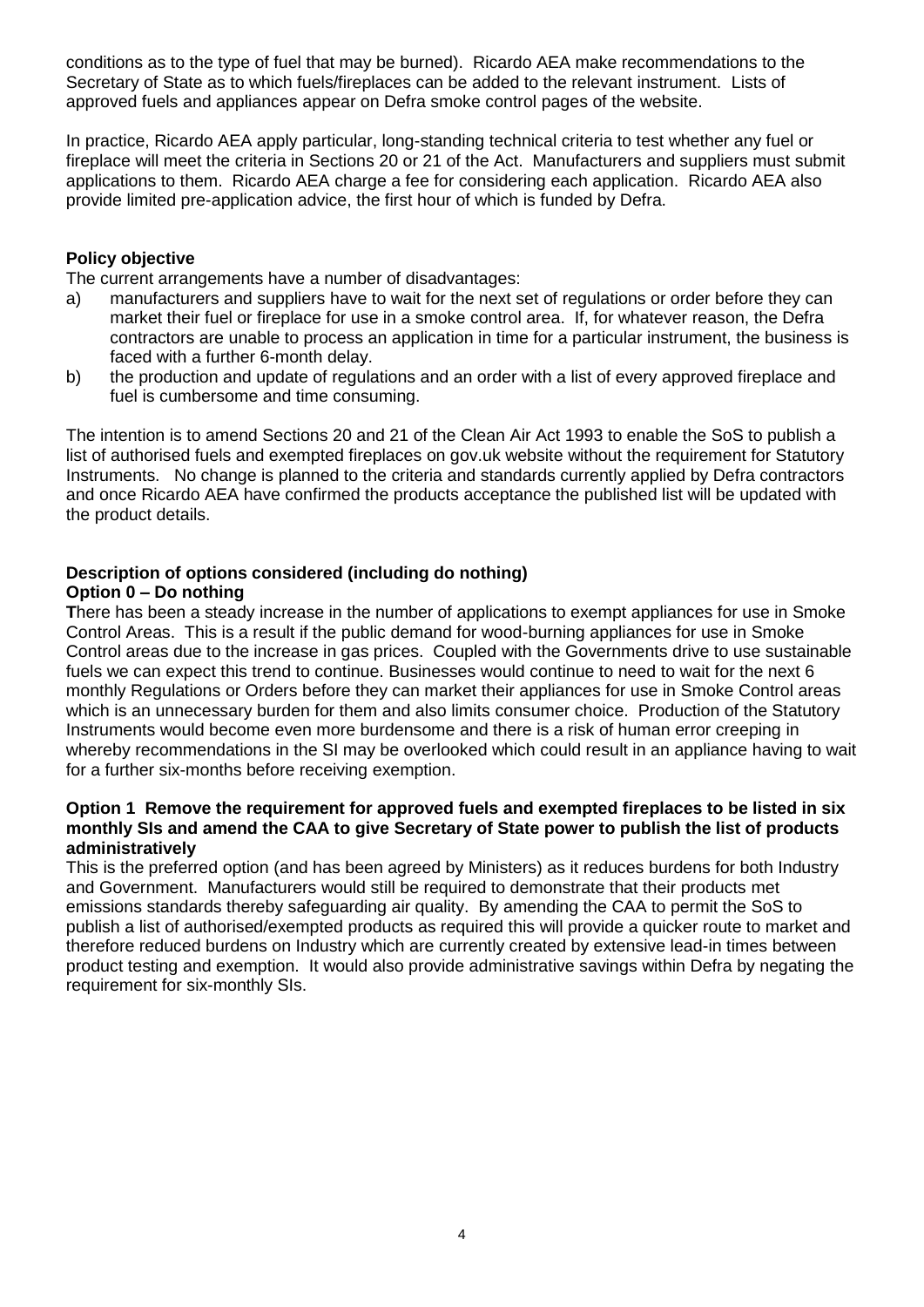conditions as to the type of fuel that may be burned). Ricardo AEA make recommendations to the Secretary of State as to which fuels/fireplaces can be added to the relevant instrument. Lists of approved fuels and appliances appear on Defra smoke control pages of the website.

In practice, Ricardo AEA apply particular, long-standing technical criteria to test whether any fuel or fireplace will meet the criteria in Sections 20 or 21 of the Act. Manufacturers and suppliers must submit applications to them. Ricardo AEA charge a fee for considering each application. Ricardo AEA also provide limited pre-application advice, the first hour of which is funded by Defra.

**Policy objective**

The current arrangements have a number of disadvantages:

a) manufacturers and suppliers have to wait for the next set of regulations or order before they can market their fuel or fireplace for use in a smoke control area. If, for whatever reason, the Defra contractors are unable to process an application in time for a particular instrument, the business is faced with a further 6-month delay.

b) the production and update of regulations and an order with a list of every approved fireplace and fuel is cumbersome and time consuming.

The intention is to amend Sections 20 and 21 of the Clean Air Act 1993 to enable the SoS to publish a list of authorised fuels and exempted fireplaces on gov.uk website without the requirement for Statutory Instruments. No change is planned to the criteria and standards currently applied by Defra contractors and once Ricardo AEA have confirmed the products acceptance the published list will be updated with the product details.

**Description of options considered (including do nothing)**

**Option 0 – Do nothing**

**T**here has been a steady increase in the number of applications to exempt appliances for use in Smoke Control Areas. This is a result if the public demand for wood-burning appliances for use in Smoke Control areas due to the increase in gas prices. Coupled with the Governments drive to use sustainable fuels we can expect this trend to continue. Businesses would continue to need to wait for the next 6 monthly Regulations or Orders before they can market their appliances for use in Smoke Control areas which is an unnecessary burden for them and also limits consumer choice. Production of the Statutory Instruments would become even more burdensome and there is a risk of human error creeping in whereby recommendations in the SI may be overlooked which could result in an appliance having to wait for a further six-months before receiving exemption.

**Option 1 Remove the requirement for approved fuels and exempted fireplaces to be listed in six monthly SIs and amend the CAA to give Secretary of State power to publish the list of products administratively**

This is the preferred option (and has been agreed by Ministers) as it reduces burdens for both Industry and Government. Manufacturers would still be required to demonstrate that their products met emissions standards thereby safeguarding air quality. By amending the CAA to permit the SoS to publish a list of authorised/exempted products as required this will provide a quicker route to market and therefore reduced burdens on Industry which are currently created by extensive lead-in times between product testing and exemption. It would also provide administrative savings within Defra by negating the requirement for six-monthly SIs.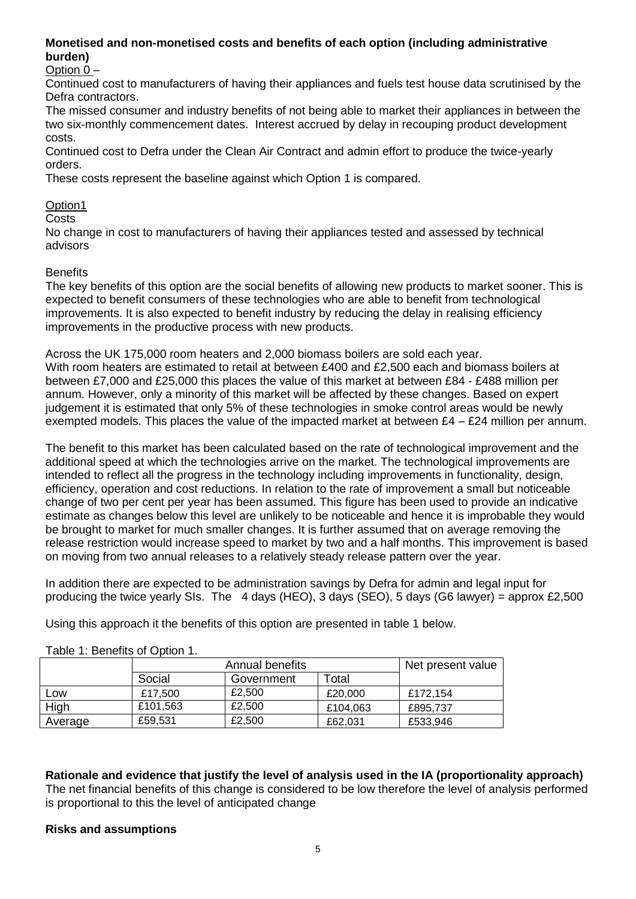**Monetised and non-monetised costs and benefits of each option (including administrative burden)**

Option 0 –

Continued cost to manufacturers of having their appliances and fuels test house data scrutinised by the Defra contractors.

The missed consumer and industry benefits of not being able to market their appliances in between the two six-monthly commencement dates. Interest accrued by delay in recouping product development costs.

Continued cost to Defra under the Clean Air Contract and admin effort to produce the twice-yearly orders.

These costs represent the baseline against which Option 1 is compared.

Option1

Costs

No change in cost to manufacturers of having their appliances tested and assessed by technical advisors

Benefits

The key benefits of this option are the social benefits of allowing new products to market sooner. This is expected to benefit consumers of these technologies who are able to benefit from technological improvements. It is also expected to benefit industry by reducing the delay in realising efficiency improvements in the productive process with new products.

Across the UK 175,000 room heaters and 2,000 biomass boilers are sold each year.
With room heaters are estimated to retail at between £400 and £2,500 each and biomass boilers at between £7,000 and £25,000 this places the value of this market at between £84 - £488 million per annum. However, only a minority of this market will be affected by these changes. Based on expert judgement it is estimated that only 5% of these technologies in smoke control areas would be newly exempted models. This places the value of the impacted market at between £4 – £24 million per annum.

The benefit to this market has been calculated based on the rate of technological improvement and the additional speed at which the technologies arrive on the market. The technological improvements are intended to reflect all the progress in the technology including improvements in functionality, design, efficiency, operation and cost reductions. In relation to the rate of improvement a small but noticeable change of two per cent per year has been assumed. This figure has been used to provide an indicative estimate as changes below this level are unlikely to be noticeable and hence it is improbable they would be brought to market for much smaller changes. It is further assumed that on average removing the release restriction would increase speed to market by two and a half months. This improvement is based on moving from two annual releases to a relatively steady release pattern over the year.

In addition there are expected to be administration savings by Defra for admin and legal input for producing the twice yearly SIs. The 4 days (HEO), 3 days (SEO), 5 days (G6 lawyer) = approx £2,500

Using this approach it the benefits of this option are presented in table 1 below.

Table 1: Benefits of Option 1.

| | Annual benefits | | | Net present value |
|---|---|---|---|---|
| | Social | Government | Total | |
| Low | £17,500 | £2,500 | £20,000 | £172,154 |
| High | £101,563 | £2,500 | £104,063 | £895,737 |
| Average | £59,531 | £2,500 | £62,031 | £533,946 |

**Rationale and evidence that justify the level of analysis used in the IA (proportionality approach)**

The net financial benefits of this change is considered to be low therefore the level of analysis performed is proportional to this the level of anticipated change

**Risks and assumptions**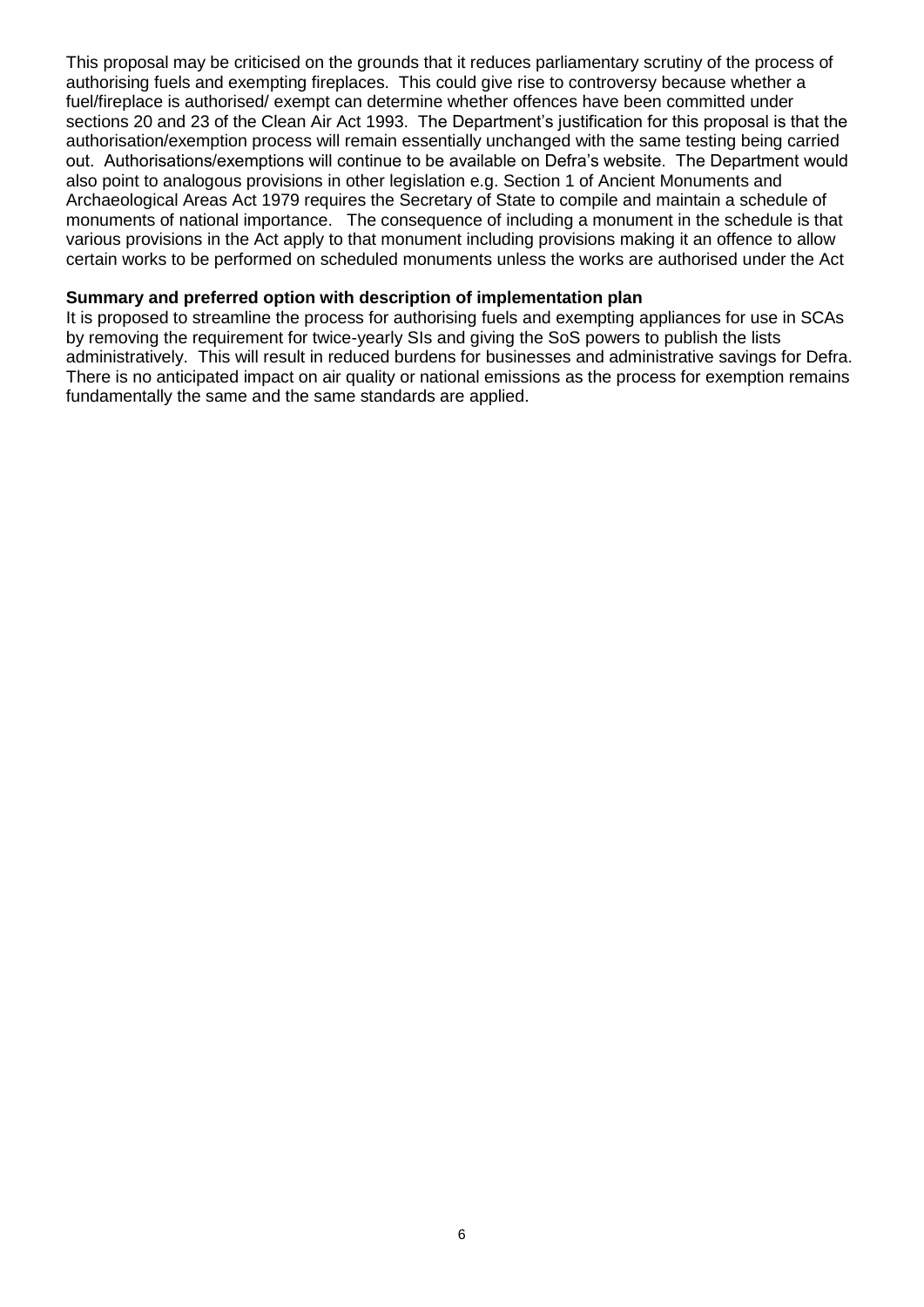This proposal may be criticised on the grounds that it reduces parliamentary scrutiny of the process of authorising fuels and exempting fireplaces. This could give rise to controversy because whether a fuel/fireplace is authorised/ exempt can determine whether offences have been committed under sections 20 and 23 of the Clean Air Act 1993. The Department's justification for this proposal is that the authorisation/exemption process will remain essentially unchanged with the same testing being carried out. Authorisations/exemptions will continue to be available on Defra's website. The Department would also point to analogous provisions in other legislation e.g. Section 1 of Ancient Monuments and Archaeological Areas Act 1979 requires the Secretary of State to compile and maintain a schedule of monuments of national importance. The consequence of including a monument in the schedule is that various provisions in the Act apply to that monument including provisions making it an offence to allow certain works to be performed on scheduled monuments unless the works are authorised under the Act

**Summary and preferred option with description of implementation plan**

It is proposed to streamline the process for authorising fuels and exempting appliances for use in SCAs by removing the requirement for twice-yearly SIs and giving the SoS powers to publish the lists administratively. This will result in reduced burdens for businesses and administrative savings for Defra. There is no anticipated impact on air quality or national emissions as the process for exemption remains fundamentally the same and the same standards are applied.